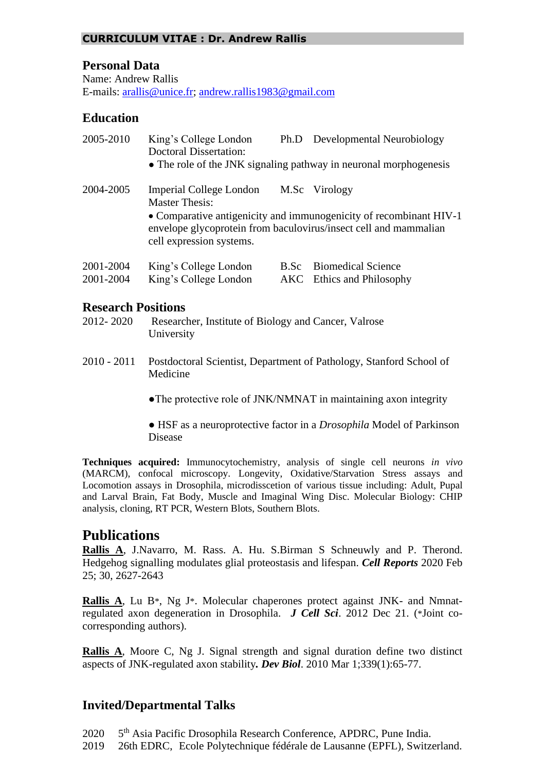## CURRICULUM VITAE : Dr. Andrew Rallis

### Personal Data

Name: Andrew Rallis
E-mails: arallis@unice.fr; andrew.rallis1983@gmail.com

### Education

2005-2010 King's College London Ph.D Developmental Neurobiology
Doctoral Dissertation:
- The role of the JNK signaling pathway in neuronal morphogenesis

2004-2005 Imperial College London M.Sc Virology
Master Thesis:
- Comparative antigenicity and immunogenicity of recombinant HIV-1 envelope glycoprotein from baculovirus/insect cell and mammalian cell expression systems.

2001-2004 King's College London B.Sc Biomedical Science
2001-2004 King's College London AKC Ethics and Philosophy

### Research Positions

2012- 2020 Researcher, Institute of Biology and Cancer, Valrose University

2010 - 2011 Postdoctoral Scientist, Department of Pathology, Stanford School of Medicine

- The protective role of JNK/NMNAT in maintaining axon integrity
- HSF as a neuroprotective factor in a *Drosophila* Model of Parkinson Disease

**Techniques acquired:** Immunocytochemistry, analysis of single cell neurons *in vivo* (MARCM), confocal microscopy. Longevity, Oxidative/Starvation Stress assays and Locomotion assays in Drosophila, microdisscetion of various tissue including: Adult, Pupal and Larval Brain, Fat Body, Muscle and Imaginal Wing Disc. Molecular Biology: CHIP analysis, cloning, RT PCR, Western Blots, Southern Blots.

## Publications

**Rallis A**, J.Navarro, M. Rass. A. Hu. S.Birman S Schneuwly and P. Therond. Hedgehog signalling modulates glial proteostasis and lifespan. ***Cell Reports*** 2020 Feb 25; 30, 2627-2643

**Rallis A**, Lu B*, Ng J*. Molecular chaperones protect against JNK- and Nmnat-regulated axon degeneration in Drosophila. ***J Cell Sci***. 2012 Dec 21. (*Joint co-corresponding authors).

**Rallis A**, Moore C, Ng J. Signal strength and signal duration define two distinct aspects of JNK-regulated axon stability**.** ***Dev Biol***. 2010 Mar 1;339(1):65-77.

### Invited/Departmental Talks

2020 5th Asia Pacific Drosophila Research Conference, APDRC, Pune India.
2019 26th EDRC, Ecole Polytechnique fédérale de Lausanne (EPFL), Switzerland.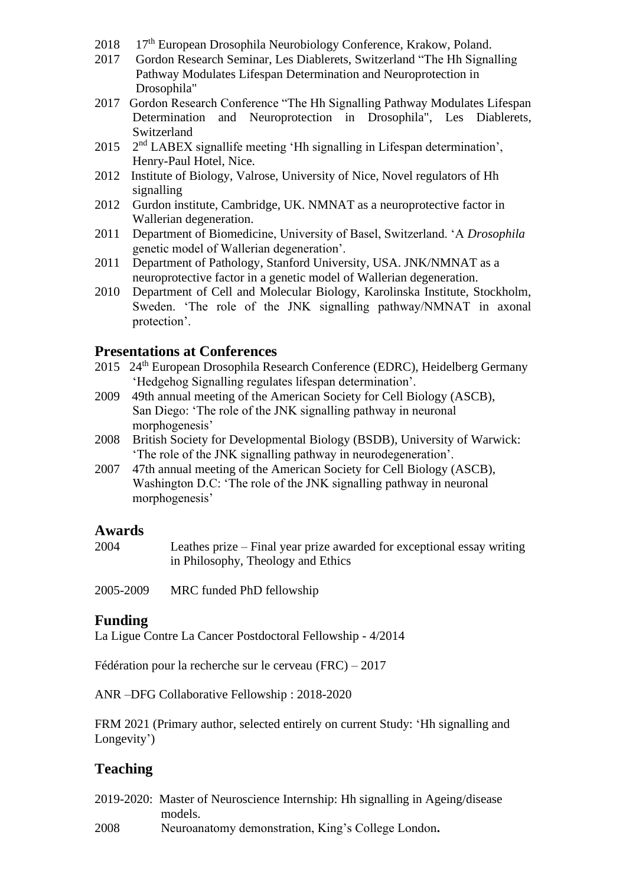- 2018 17th European Drosophila Neurobiology Conference, Krakow, Poland.
- 2017 Gordon Research Seminar, Les Diablerets, Switzerland "The Hh Signalling Pathway Modulates Lifespan Determination and Neuroprotection in Drosophila"
- 2017 Gordon Research Conference "The Hh Signalling Pathway Modulates Lifespan Determination and Neuroprotection in Drosophila", Les Diablerets, Switzerland
- 2015 2nd LABEX signallife meeting 'Hh signalling in Lifespan determination', Henry-Paul Hotel, Nice.
- 2012 Institute of Biology, Valrose, University of Nice, Novel regulators of Hh signalling
- 2012 Gurdon institute, Cambridge, UK. NMNAT as a neuroprotective factor in Wallerian degeneration.
- 2011 Department of Biomedicine, University of Basel, Switzerland. 'A *Drosophila* genetic model of Wallerian degeneration'.
- 2011 Department of Pathology, Stanford University, USA. JNK/NMNAT as a neuroprotective factor in a genetic model of Wallerian degeneration.
- 2010 Department of Cell and Molecular Biology, Karolinska Institute, Stockholm, Sweden. 'The role of the JNK signalling pathway/NMNAT in axonal protection'.

## Presentations at Conferences

- 2015 24th European Drosophila Research Conference (EDRC), Heidelberg Germany 'Hedgehog Signalling regulates lifespan determination'.
- 2009 49th annual meeting of the American Society for Cell Biology (ASCB), San Diego: 'The role of the JNK signalling pathway in neuronal morphogenesis'
- 2008 British Society for Developmental Biology (BSDB), University of Warwick: 'The role of the JNK signalling pathway in neurodegeneration'.
- 2007 47th annual meeting of the American Society for Cell Biology (ASCB), Washington D.C: 'The role of the JNK signalling pathway in neuronal morphogenesis'

## Awards

2004 Leathes prize – Final year prize awarded for exceptional essay writing in Philosophy, Theology and Ethics

2005-2009 MRC funded PhD fellowship

## Funding

La Ligue Contre La Cancer Postdoctoral Fellowship - 4/2014

Fédération pour la recherche sur le cerveau (FRC) – 2017

ANR –DFG Collaborative Fellowship : 2018-2020

FRM 2021 (Primary author, selected entirely on current Study: 'Hh signalling and Longevity')

## Teaching

2019-2020: Master of Neuroscience Internship: Hh signalling in Ageing/disease models.

2008 Neuroanatomy demonstration, King's College London**.**